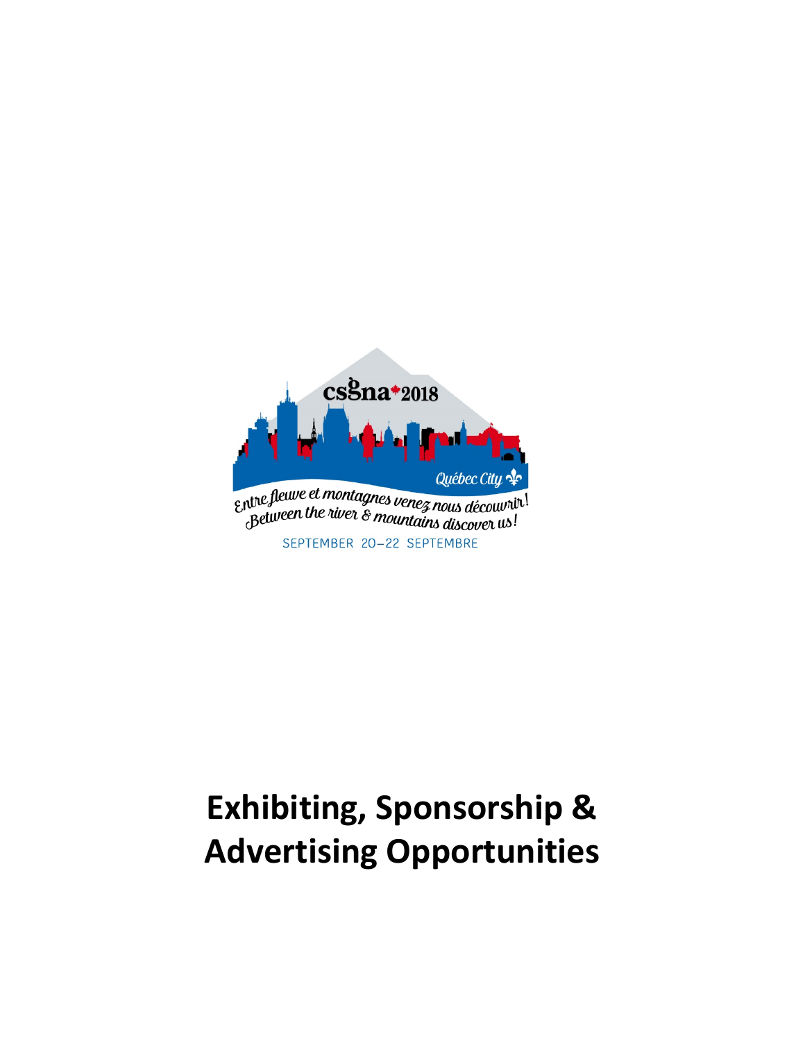csgna 2018

Québec City

Entre fleuve et montagnes venez nous découvrir!
Between the river & mountains discover us!

SEPTEMBER 20–22 SEPTEMBRE

# Exhibiting, Sponsorship & Advertising Opportunities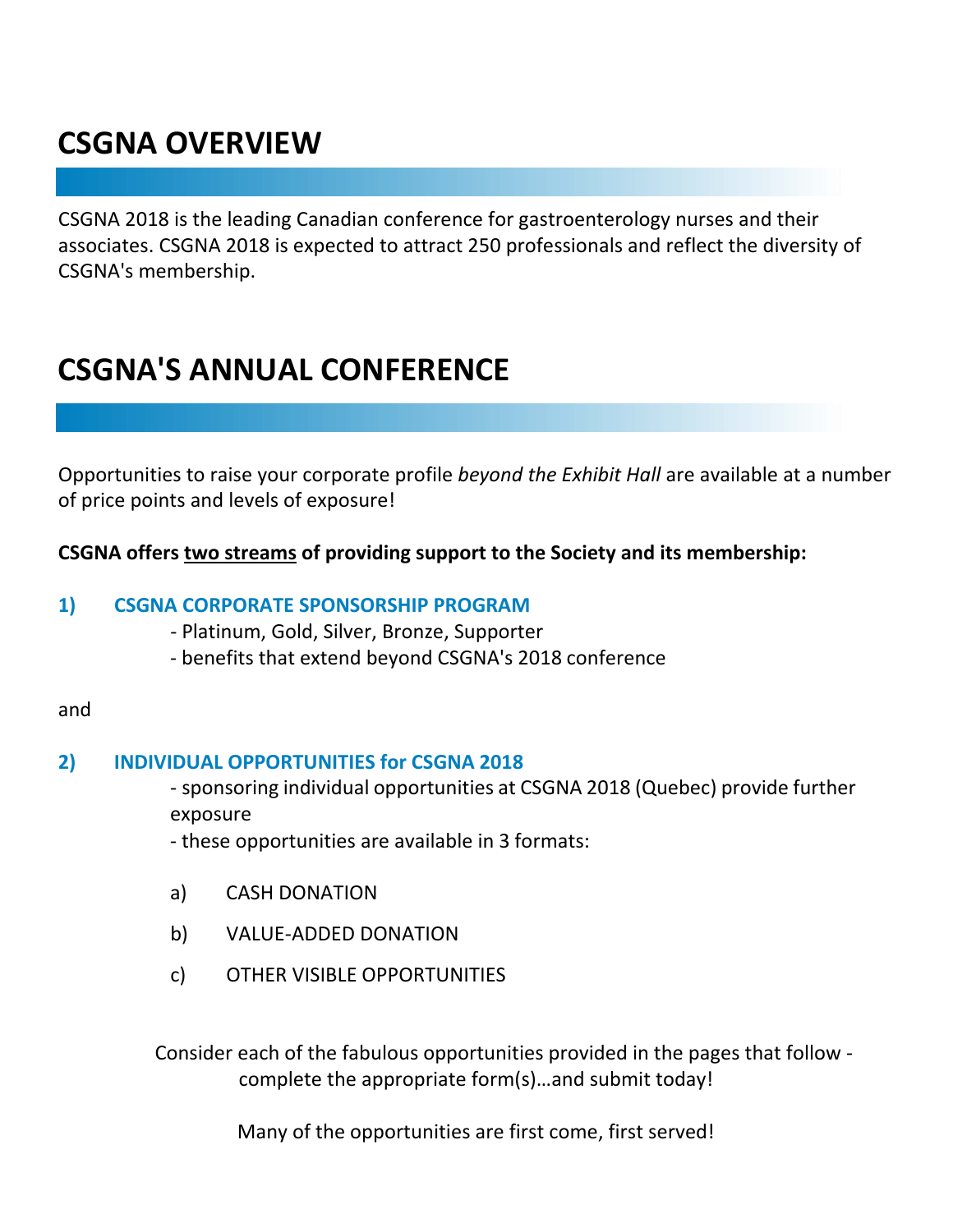# CSGNA OVERVIEW

CSGNA 2018 is the leading Canadian conference for gastroenterology nurses and their associates. CSGNA 2018 is expected to attract 250 professionals and reflect the diversity of CSGNA's membership.

# CSGNA'S ANNUAL CONFERENCE

Opportunities to raise your corporate profile *beyond the Exhibit Hall* are available at a number of price points and levels of exposure!

**CSGNA offers <u>two streams</u> of providing support to the Society and its membership:**

**1) CSGNA CORPORATE SPONSORSHIP PROGRAM**

- Platinum, Gold, Silver, Bronze, Supporter
- benefits that extend beyond CSGNA's 2018 conference

and

**2) INDIVIDUAL OPPORTUNITIES for CSGNA 2018**

- sponsoring individual opportunities at CSGNA 2018 (Quebec) provide further exposure
- these opportunities are available in 3 formats:

a) CASH DONATION

b) VALUE-ADDED DONATION

c) OTHER VISIBLE OPPORTUNITIES

Consider each of the fabulous opportunities provided in the pages that follow - complete the appropriate form(s)…and submit today!

Many of the opportunities are first come, first served!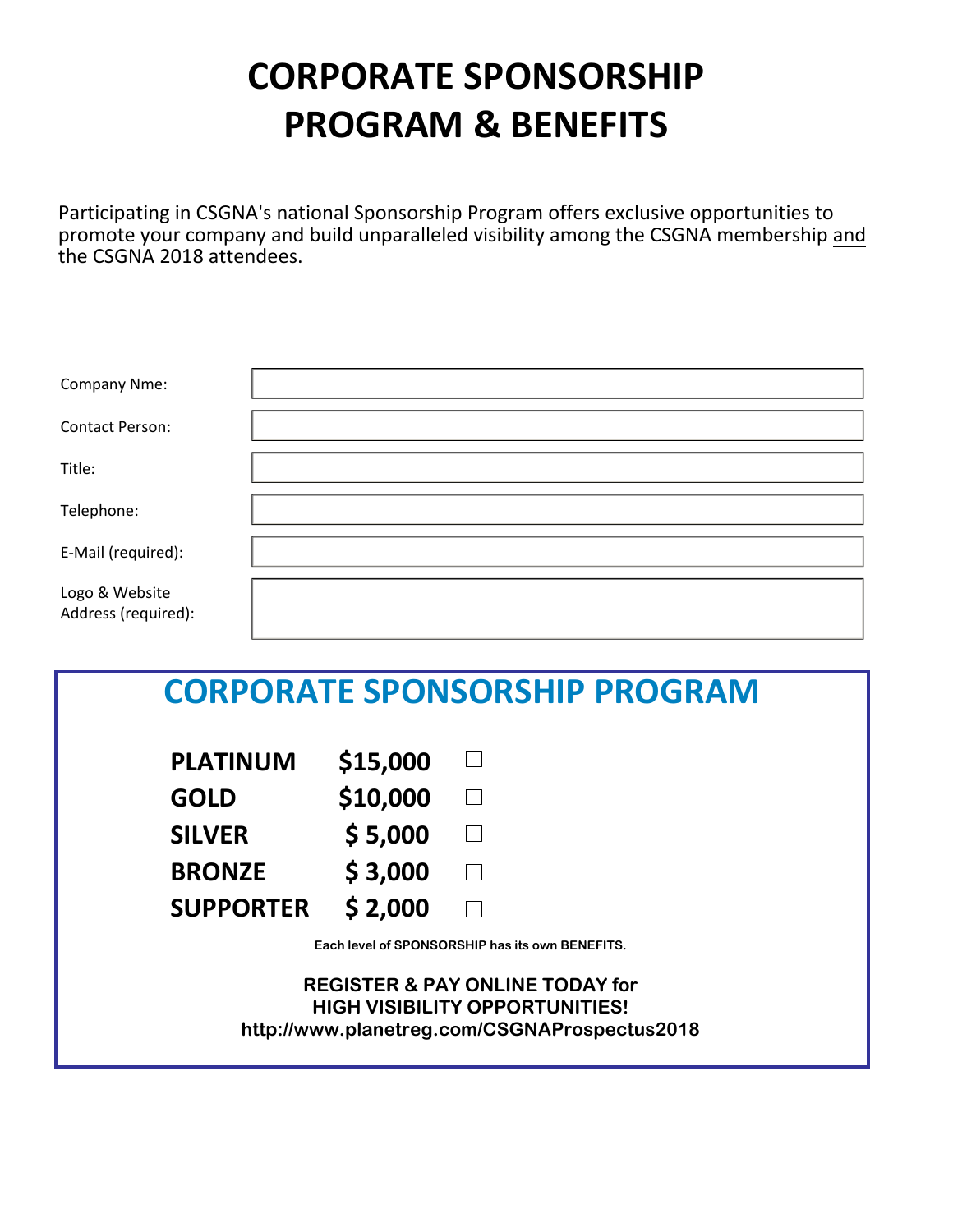# CORPORATE SPONSORSHIP PROGRAM & BENEFITS

Participating in CSGNA's national Sponsorship Program offers exclusive opportunities to promote your company and build unparalleled visibility among the CSGNA membership and the CSGNA 2018 attendees.

| | |
|---|---|
| Company Nme: | |
| Contact Person: | |
| Title: | |
| Telephone: | |
| E-Mail (required): | |
| Logo & Website Address (required): | |

## CORPORATE SPONSORSHIP PROGRAM

| | | |
|---|---|---|
| **PLATINUM** | **$15,000** | ☐ |
| **GOLD** | **$10,000** | ☐ |
| **SILVER** | **$ 5,000** | ☐ |
| **BRONZE** | **$ 3,000** | ☐ |
| **SUPPORTER** | **$ 2,000** | ☐ |

**Each level of SPONSORSHIP has its own BENEFITS.**

**REGISTER & PAY ONLINE TODAY for HIGH VISIBILITY OPPORTUNITIES!**
**http://www.planetreg.com/CSGNAProspectus2018**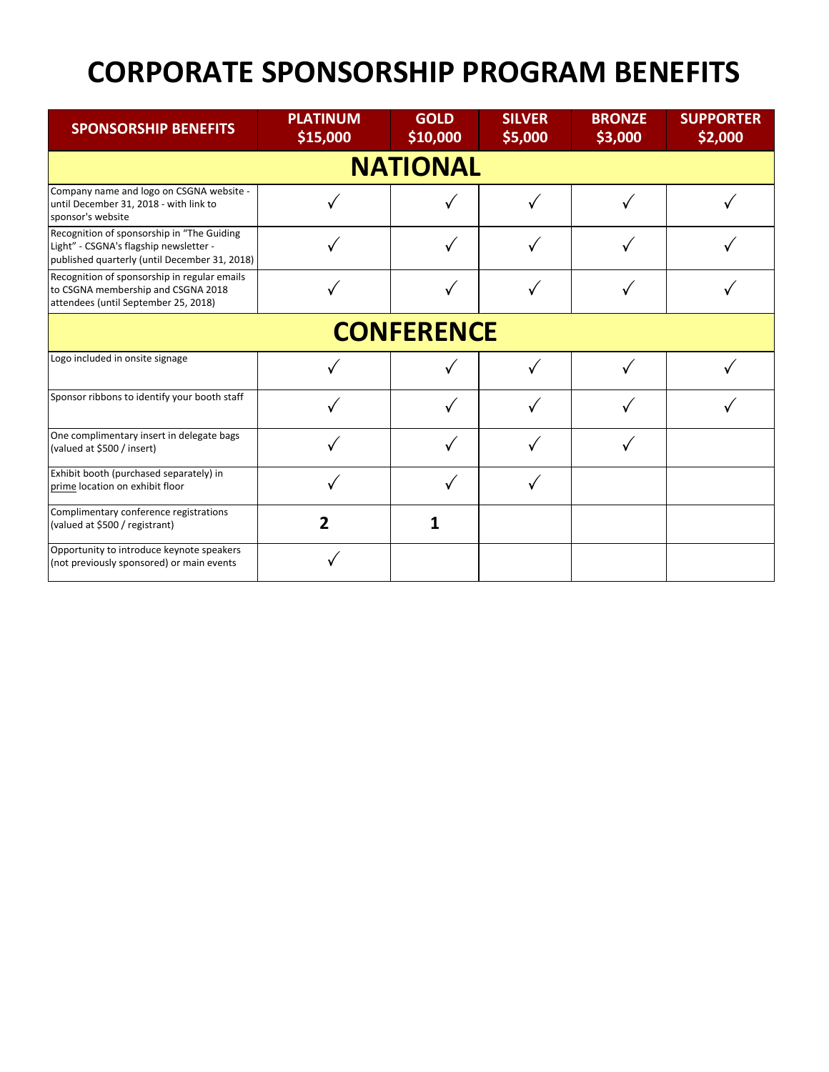# CORPORATE SPONSORSHIP PROGRAM BENEFITS

| SPONSORSHIP BENEFITS | PLATINUM $15,000 | GOLD $10,000 | SILVER $5,000 | BRONZE $3,000 | SUPPORTER $2,000 |
|---|---|---|---|---|---|
| **NATIONAL** | | | | | |
| Company name and logo on CSGNA website - until December 31, 2018 - with link to sponsor's website | ✓ | ✓ | ✓ | ✓ | ✓ |
| Recognition of sponsorship in "The Guiding Light" - CSGNA's flagship newsletter - published quarterly (until December 31, 2018) | ✓ | ✓ | ✓ | ✓ | ✓ |
| Recognition of sponsorship in regular emails to CSGNA membership and CSGNA 2018 attendees (until September 25, 2018) | ✓ | ✓ | ✓ | ✓ | ✓ |
| **CONFERENCE** | | | | | |
| Logo included in onsite signage | ✓ | ✓ | ✓ | ✓ | ✓ |
| Sponsor ribbons to identify your booth staff | ✓ | ✓ | ✓ | ✓ | ✓ |
| One complimentary insert in delegate bags (valued at $500 / insert) | ✓ | ✓ | ✓ | ✓ | |
| Exhibit booth (purchased separately) in prime location on exhibit floor | ✓ | ✓ | ✓ | | |
| Complimentary conference registrations (valued at $500 / registrant) | **2** | **1** | | | |
| Opportunity to introduce keynote speakers (not previously sponsored) or main events | ✓ | | | | |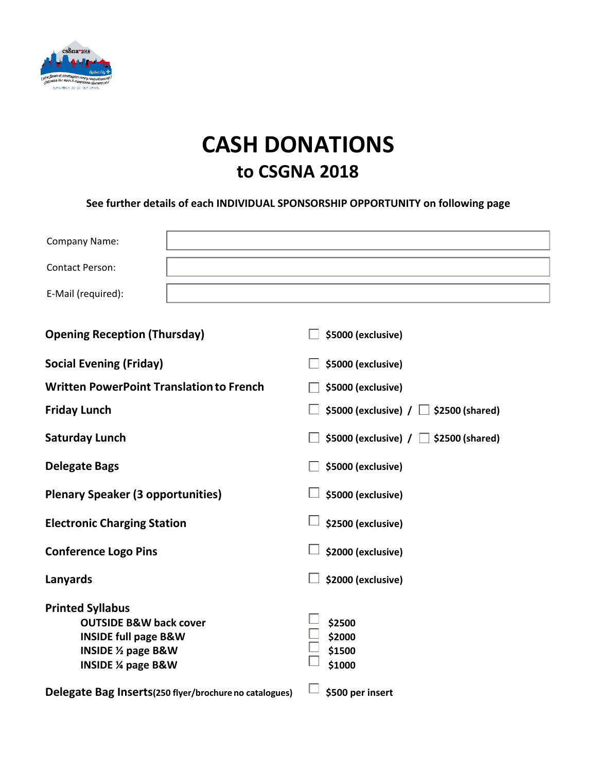# CASH DONATIONS

## to CSGNA 2018

**See further details of each INDIVIDUAL SPONSORSHIP OPPORTUNITY on following page**

| | |
|---|---|
| Company Name: | |
| Contact Person: | |
| E-Mail (required): | |

| | |
|---|---|
| **Opening Reception (Thursday)** | ☐ **$5000 (exclusive)** |
| **Social Evening (Friday)** | ☐ **$5000 (exclusive)** |
| **Written PowerPoint Translation to French** | ☐ **$5000 (exclusive)** |
| **Friday Lunch** | ☐ **$5000 (exclusive)** / ☐ **$2500 (shared)** |
| **Saturday Lunch** | ☐ **$5000 (exclusive)** / ☐ **$2500 (shared)** |
| **Delegate Bags** | ☐ **$5000 (exclusive)** |
| **Plenary Speaker (3 opportunities)** | ☐ **$5000 (exclusive)** |
| **Electronic Charging Station** | ☐ **$2500 (exclusive)** |
| **Conference Logo Pins** | ☐ **$2000 (exclusive)** |
| **Lanyards** | ☐ **$2000 (exclusive)** |
| **Printed Syllabus** | |
| **OUTSIDE B&W back cover** | ☐ **$2500** |
| **INSIDE full page B&W** | ☐ **$2000** |
| **INSIDE ½ page B&W** | ☐ **$1500** |
| **INSIDE ¼ page B&W** | ☐ **$1000** |
| **Delegate Bag Inserts(250 flyer/brochure no catalogues)** | ☐ **$500 per insert** |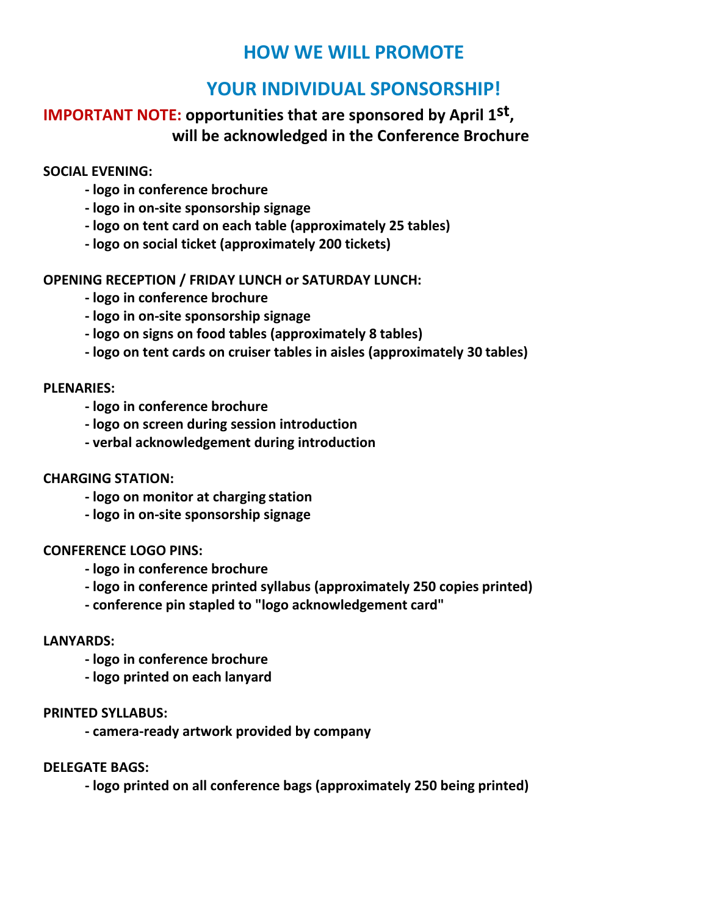# HOW WE WILL PROMOTE

# YOUR INDIVIDUAL SPONSORSHIP!

**IMPORTANT NOTE: opportunities that are sponsored by April 1st, will be acknowledged in the Conference Brochure**

**SOCIAL EVENING:**

- logo in conference brochure
- logo in on-site sponsorship signage
- logo on tent card on each table (approximately 25 tables)
- logo on social ticket (approximately 200 tickets)

**OPENING RECEPTION / FRIDAY LUNCH or SATURDAY LUNCH:**

- logo in conference brochure
- logo in on-site sponsorship signage
- logo on signs on food tables (approximately 8 tables)
- logo on tent cards on cruiser tables in aisles (approximately 30 tables)

**PLENARIES:**

- logo in conference brochure
- logo on screen during session introduction
- verbal acknowledgement during introduction

**CHARGING STATION:**

- logo on monitor at charging station
- logo in on-site sponsorship signage

**CONFERENCE LOGO PINS:**

- logo in conference brochure
- logo in conference printed syllabus (approximately 250 copies printed)
- conference pin stapled to "logo acknowledgement card"

**LANYARDS:**

- logo in conference brochure
- logo printed on each lanyard

**PRINTED SYLLABUS:**

- camera-ready artwork provided by company

**DELEGATE BAGS:**

- logo printed on all conference bags (approximately 250 being printed)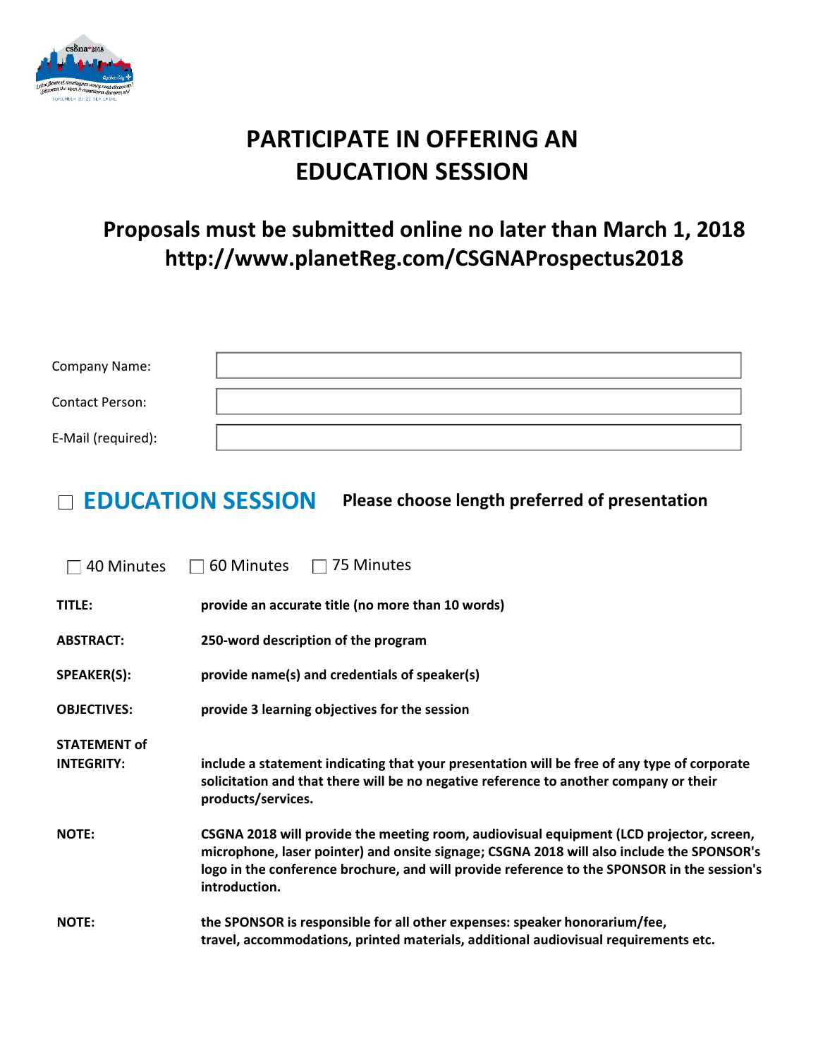# PARTICIPATE IN OFFERING AN EDUCATION SESSION

## Proposals must be submitted online no later than March 1, 2018
## http://www.planetReg.com/CSGNAProspectus2018

| | |
|---|---|
| Company Name: | |
| Contact Person: | |
| E-Mail (required): | |

## ☐ EDUCATION SESSION **Please choose length preferred of presentation**

☐ 40 Minutes ☐ 60 Minutes ☐ 75 Minutes

**TITLE:** **provide an accurate title (no more than 10 words)**

**ABSTRACT:** **250-word description of the program**

**SPEAKER(S):** **provide name(s) and credentials of speaker(s)**

**OBJECTIVES:** **provide 3 learning objectives for the session**

**STATEMENT of INTEGRITY:** **include a statement indicating that your presentation will be free of any type of corporate solicitation and that there will be no negative reference to another company or their products/services.**

**NOTE:** **CSGNA 2018 will provide the meeting room, audiovisual equipment (LCD projector, screen, microphone, laser pointer) and onsite signage; CSGNA 2018 will also include the SPONSOR's logo in the conference brochure, and will provide reference to the SPONSOR in the session's introduction.**

**NOTE:** **the SPONSOR is responsible for all other expenses: speaker honorarium/fee, travel, accommodations, printed materials, additional audiovisual requirements etc.**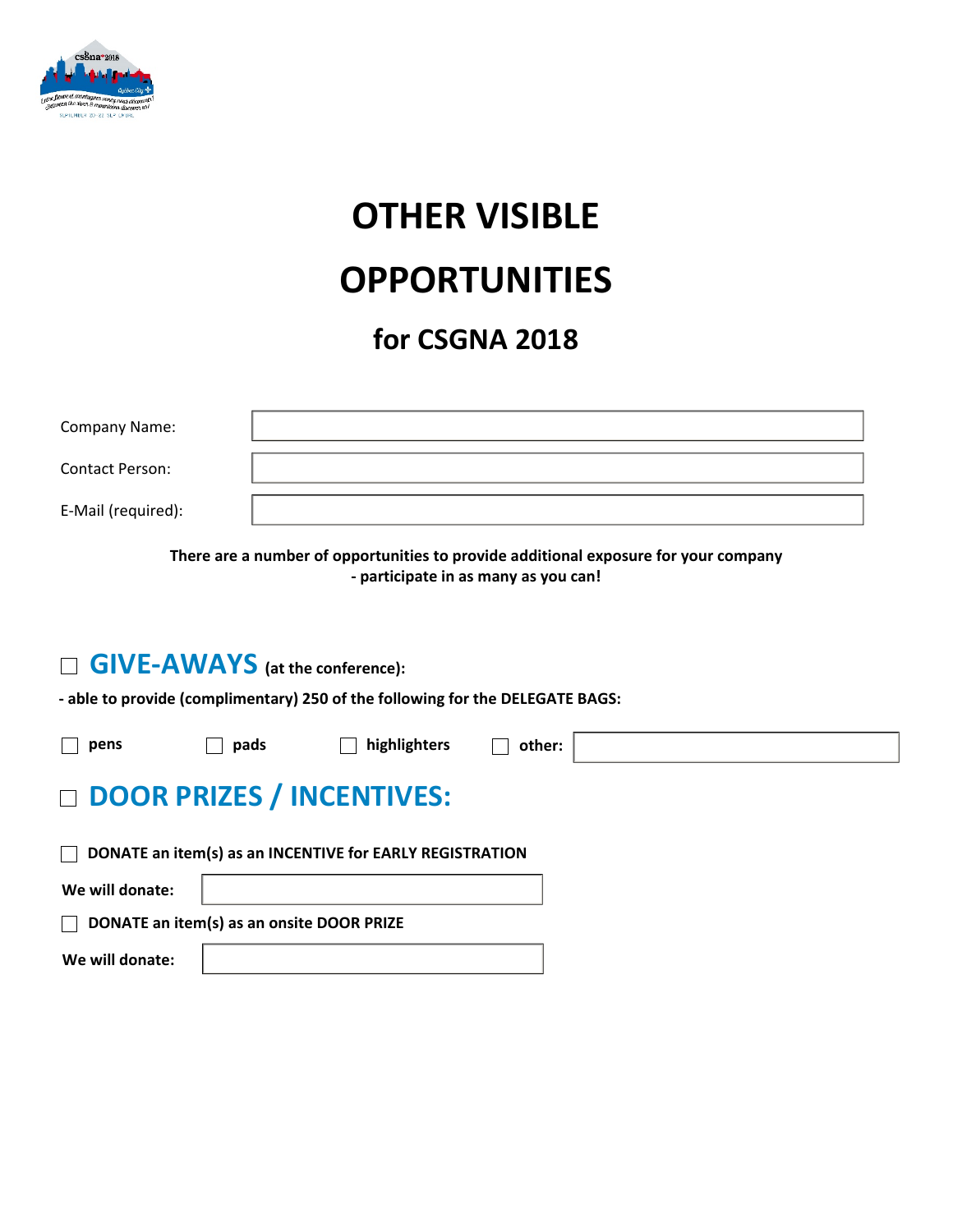# OTHER VISIBLE OPPORTUNITIES

## for CSGNA 2018

Company Name: 

Contact Person: 

E-Mail (required): 

**There are a number of opportunities to provide additional exposure for your company - participate in as many as you can!**

## ☐ GIVE-AWAYS (at the conference):

**- able to provide (complimentary) 250 of the following for the DELEGATE BAGS:**

☐ **pens** ☐ **pads** ☐ **highlighters** ☐ **other:** 

## ☐ DOOR PRIZES / INCENTIVES:

☐ **DONATE an item(s) as an INCENTIVE for EARLY REGISTRATION**

**We will donate:** 

☐ **DONATE an item(s) as an onsite DOOR PRIZE**

**We will donate:**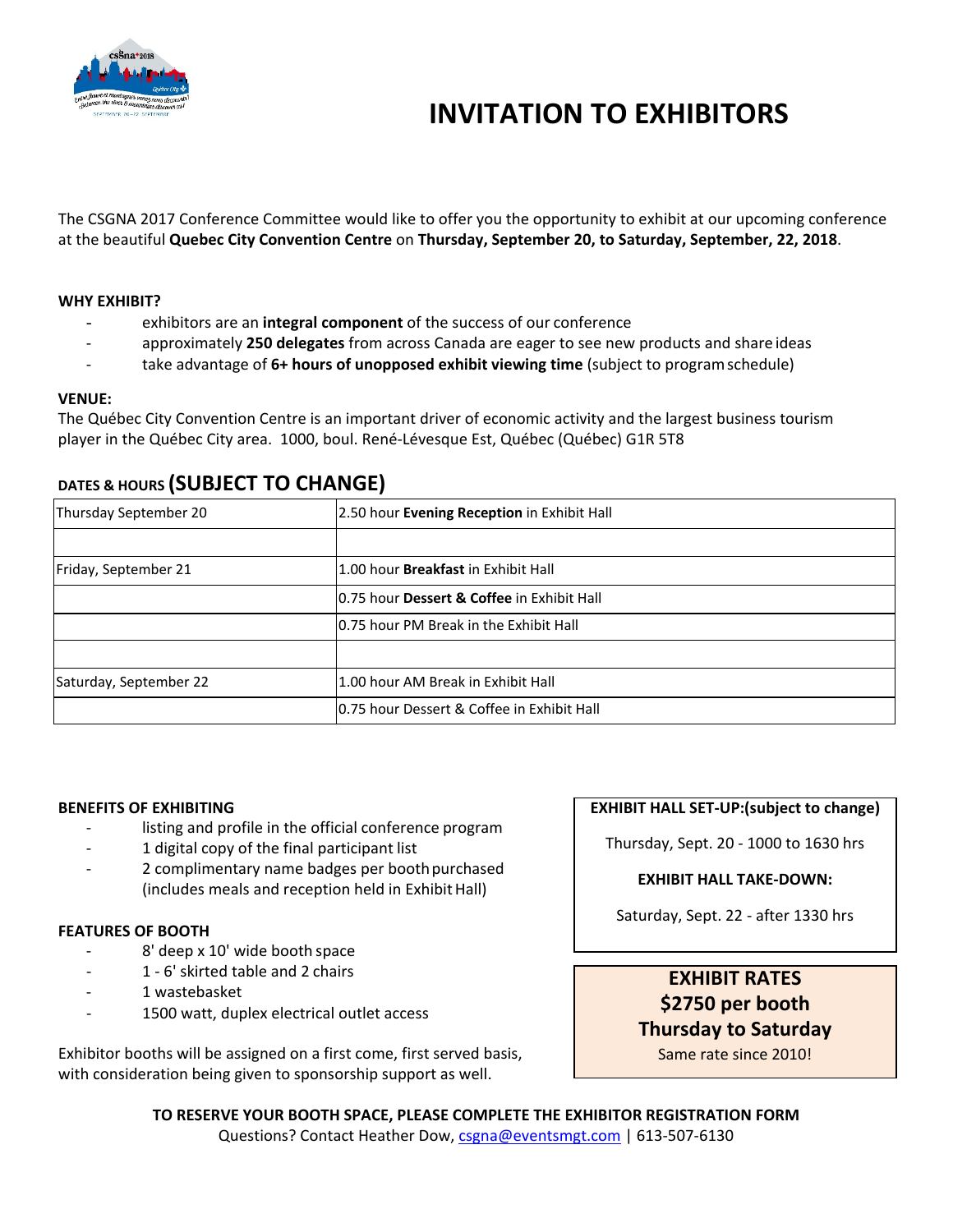# INVITATION TO EXHIBITORS

The CSGNA 2017 Conference Committee would like to offer you the opportunity to exhibit at our upcoming conference at the beautiful **Quebec City Convention Centre** on **Thursday, September 20, to Saturday, September, 22, 2018**.

**WHY EXHIBIT?**

- exhibitors are an **integral component** of the success of our conference
- approximately **250 delegates** from across Canada are eager to see new products and share ideas
- take advantage of **6+ hours of unopposed exhibit viewing time** (subject to program schedule)

**VENUE:**

The Québec City Convention Centre is an important driver of economic activity and the largest business tourism player in the Québec City area. 1000, boul. René-Lévesque Est, Québec (Québec) G1R 5T8

**DATES & HOURS (SUBJECT TO CHANGE)**

| | |
|---|---|
| Thursday September 20 | 2.50 hour **Evening Reception** in Exhibit Hall |
| | |
| Friday, September 21 | 1.00 hour **Breakfast** in Exhibit Hall |
| | 0.75 hour **Dessert & Coffee** in Exhibit Hall |
| | 0.75 hour PM Break in the Exhibit Hall |
| | |
| Saturday, September 22 | 1.00 hour AM Break in Exhibit Hall |
| | 0.75 hour Dessert & Coffee in Exhibit Hall |

**BENEFITS OF EXHIBITING**

- listing and profile in the official conference program
- 1 digital copy of the final participant list
- 2 complimentary name badges per booth purchased (includes meals and reception held in Exhibit Hall)

**FEATURES OF BOOTH**

- 8' deep x 10' wide booth space
- 1 - 6' skirted table and 2 chairs
- 1 wastebasket
- 1500 watt, duplex electrical outlet access

Exhibitor booths will be assigned on a first come, first served basis, with consideration being given to sponsorship support as well.

**EXHIBIT HALL SET-UP:(subject to change)**

Thursday, Sept. 20 - 1000 to 1630 hrs

**EXHIBIT HALL TAKE-DOWN:**

Saturday, Sept. 22 - after 1330 hrs

**EXHIBIT RATES**
**$2750 per booth**
**Thursday to Saturday**
Same rate since 2010!

**TO RESERVE YOUR BOOTH SPACE, PLEASE COMPLETE THE EXHIBITOR REGISTRATION FORM**

Questions? Contact Heather Dow, csgna@eventsmgt.com | 613-507-6130